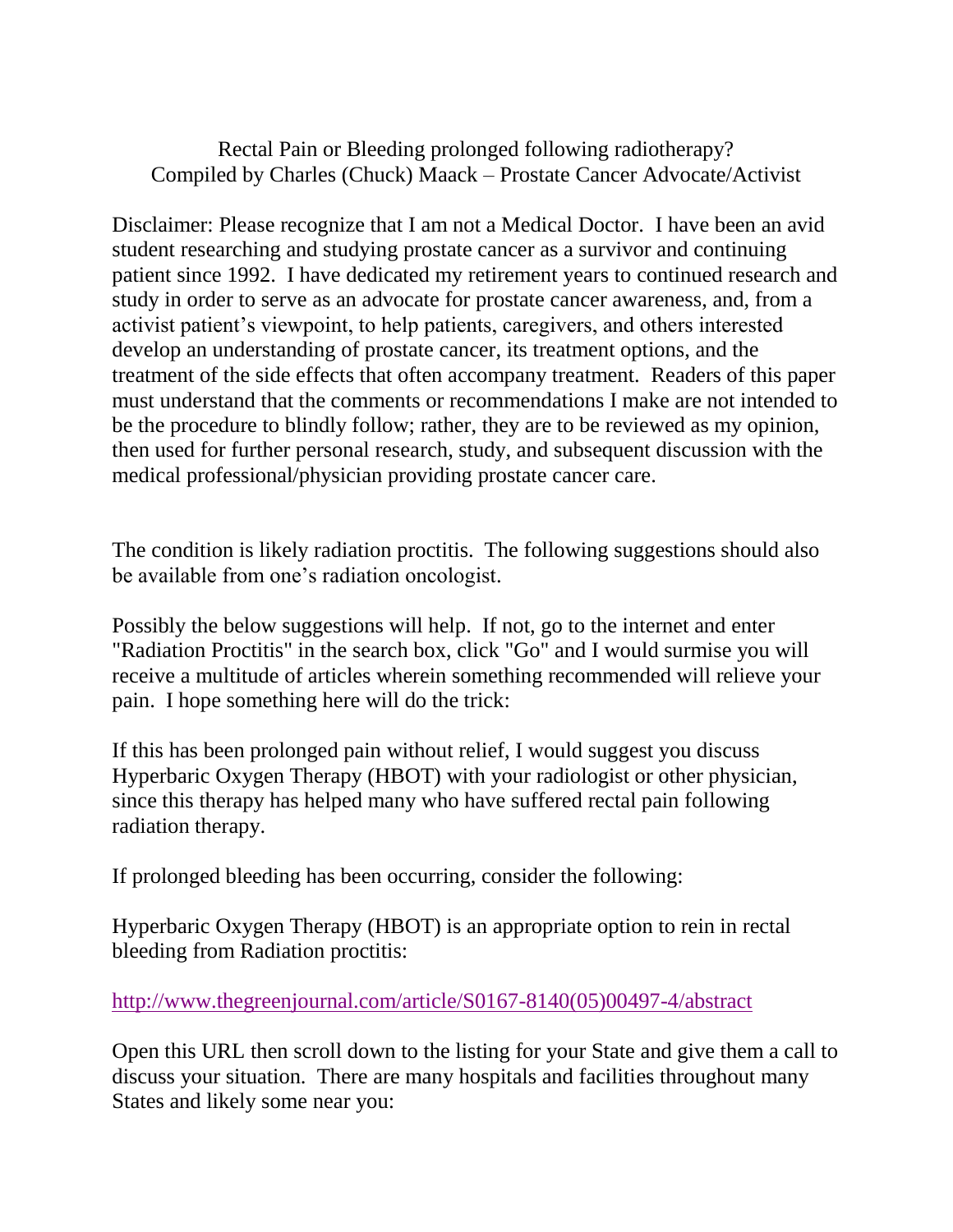# Rectal Pain or Bleeding prolonged following radiotherapy?

Compiled by Charles (Chuck) Maack – Prostate Cancer Advocate/Activist

Disclaimer: Please recognize that I am not a Medical Doctor. I have been an avid student researching and studying prostate cancer as a survivor and continuing patient since 1992. I have dedicated my retirement years to continued research and study in order to serve as an advocate for prostate cancer awareness, and, from a activist patient's viewpoint, to help patients, caregivers, and others interested develop an understanding of prostate cancer, its treatment options, and the treatment of the side effects that often accompany treatment. Readers of this paper must understand that the comments or recommendations I make are not intended to be the procedure to blindly follow; rather, they are to be reviewed as my opinion, then used for further personal research, study, and subsequent discussion with the medical professional/physician providing prostate cancer care.

The condition is likely radiation proctitis. The following suggestions should also be available from one's radiation oncologist.

Possibly the below suggestions will help. If not, go to the internet and enter "Radiation Proctitis" in the search box, click "Go" and I would surmise you will receive a multitude of articles wherein something recommended will relieve your pain. I hope something here will do the trick:

If this has been prolonged pain without relief, I would suggest you discuss Hyperbaric Oxygen Therapy (HBOT) with your radiologist or other physician, since this therapy has helped many who have suffered rectal pain following radiation therapy.

If prolonged bleeding has been occurring, consider the following:

Hyperbaric Oxygen Therapy (HBOT) is an appropriate option to rein in rectal bleeding from Radiation proctitis:

http://www.thegreenjournal.com/article/S0167-8140(05)00497-4/abstract

Open this URL then scroll down to the listing for your State and give them a call to discuss your situation. There are many hospitals and facilities throughout many States and likely some near you: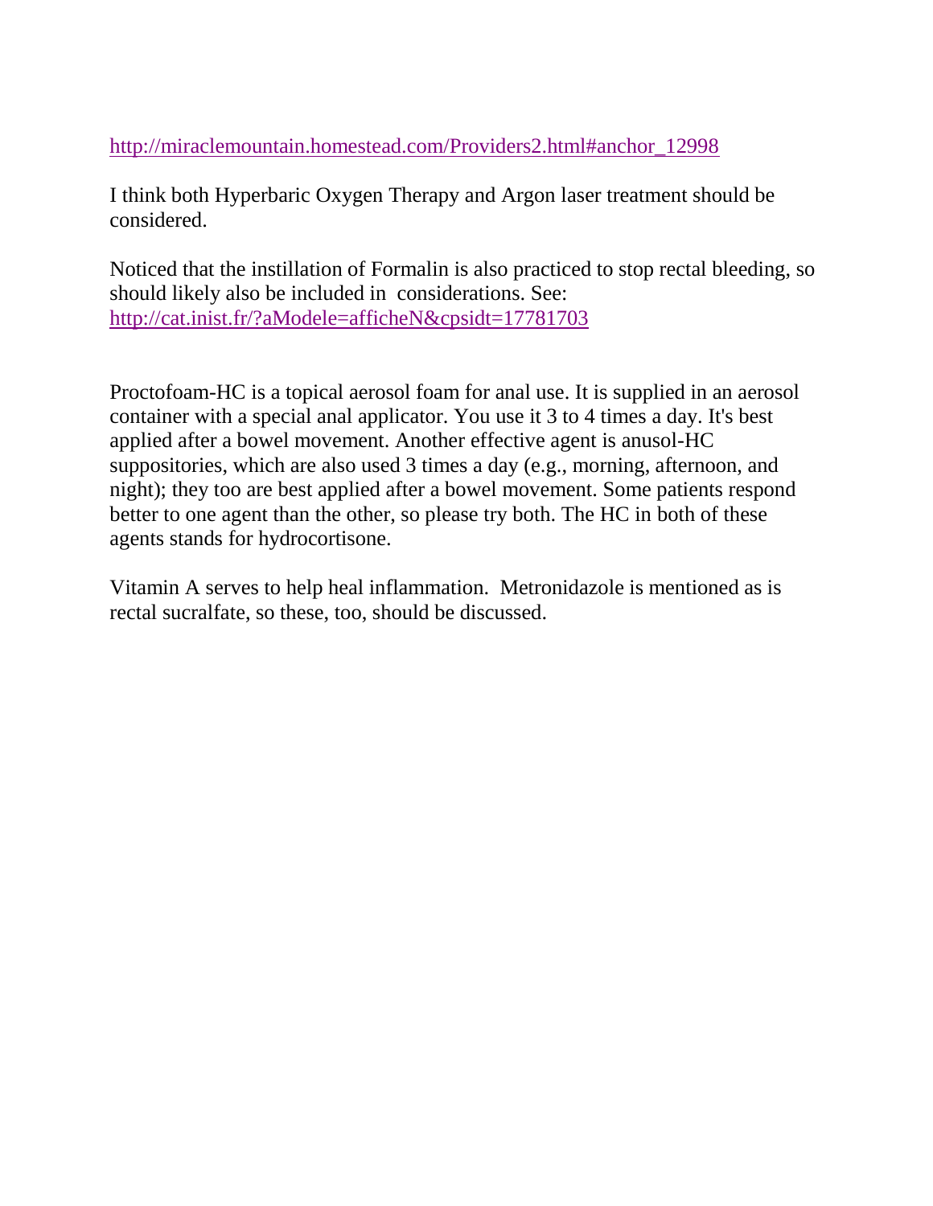http://miraclemountain.homestead.com/Providers2.html#anchor_12998

I think both Hyperbaric Oxygen Therapy and Argon laser treatment should be considered.

Noticed that the instillation of Formalin is also practiced to stop rectal bleeding, so should likely also be included in considerations. See: http://cat.inist.fr/?aModele=afficheN&cpsidt=17781703

Proctofoam-HC is a topical aerosol foam for anal use. It is supplied in an aerosol container with a special anal applicator. You use it 3 to 4 times a day. It's best applied after a bowel movement. Another effective agent is anusol-HC suppositories, which are also used 3 times a day (e.g., morning, afternoon, and night); they too are best applied after a bowel movement. Some patients respond better to one agent than the other, so please try both. The HC in both of these agents stands for hydrocortisone.

Vitamin A serves to help heal inflammation. Metronidazole is mentioned as is rectal sucralfate, so these, too, should be discussed.